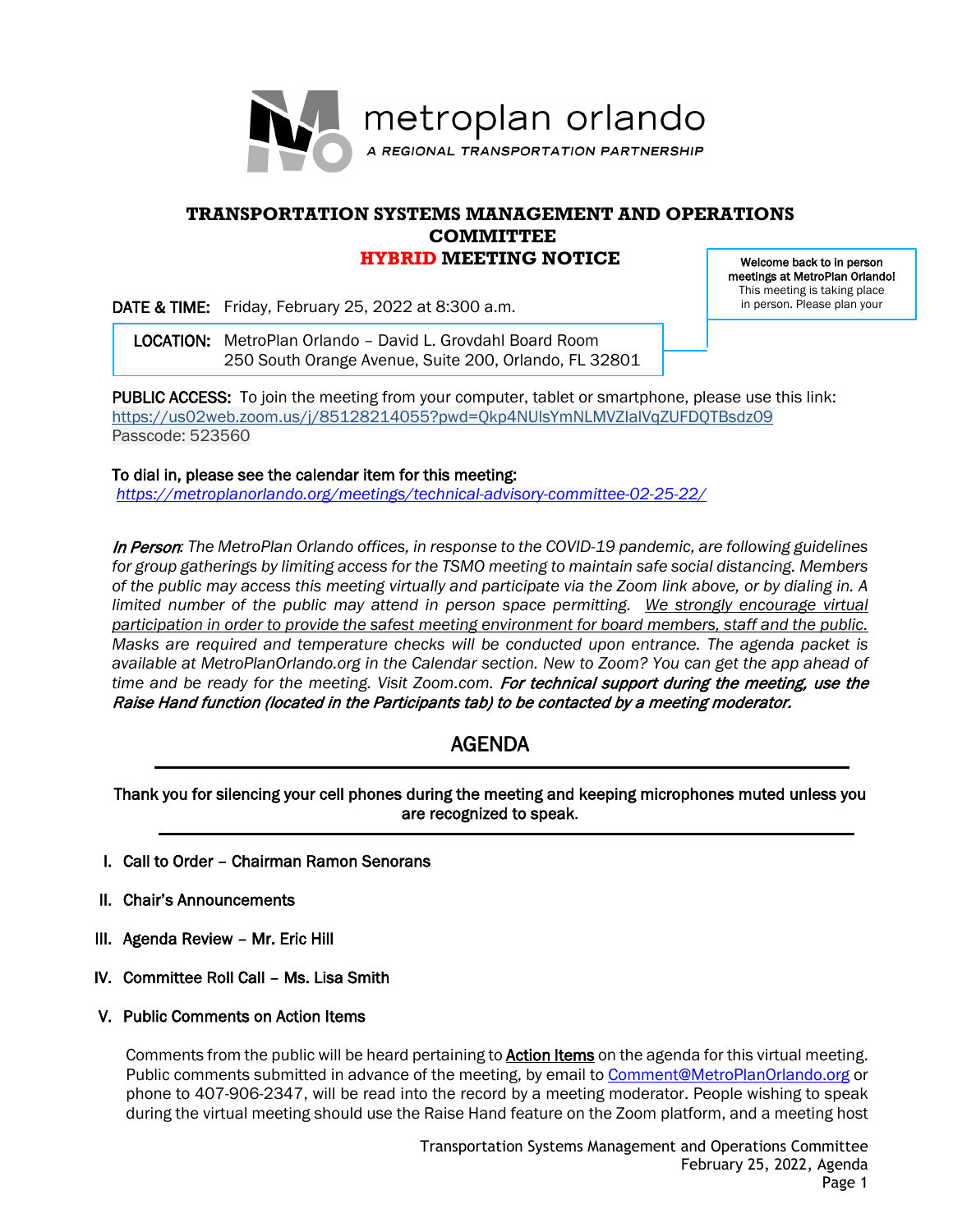metroplan orlando

*A REGIONAL TRANSPORTATION PARTNERSHIP*

# TRANSPORTATION SYSTEMS MANAGEMENT AND OPERATIONS COMMITTEE
# HYBRID MEETING NOTICE

**Welcome back to in person meetings at MetroPlan Orlando!** This meeting is taking place in person. Please plan your

**DATE & TIME:** Friday, February 25, 2022 at 8:300 a.m.

**LOCATION:** MetroPlan Orlando – David L. Grovdahl Board Room
250 South Orange Avenue, Suite 200, Orlando, FL 32801

**PUBLIC ACCESS:** To join the meeting from your computer, tablet or smartphone, please use this link:
https://us02web.zoom.us/j/85128214055?pwd=Qkp4NUlsYmNLMVZIalVqZUFDQTBsdz09
Passcode: 523560

**To dial in, please see the calendar item for this meeting:**
*https://metroplanorlando.org/meetings/technical-advisory-committee-02-25-22/*

*In Person: The MetroPlan Orlando offices, in response to the COVID-19 pandemic, are following guidelines for group gatherings by limiting access for the TSMO meeting to maintain safe social distancing. Members of the public may access this meeting virtually and participate via the Zoom link above, or by dialing in. A limited number of the public may attend in person space permitting. We strongly encourage virtual participation in order to provide the safest meeting environment for board members, staff and the public. Masks are required and temperature checks will be conducted upon entrance. The agenda packet is available at MetroPlanOrlando.org in the Calendar section. New to Zoom? You can get the app ahead of time and be ready for the meeting. Visit Zoom.com.* ***For technical support during the meeting, use the Raise Hand function (located in the Participants tab) to be contacted by a meeting moderator.***

## AGENDA

**Thank you for silencing your cell phones during the meeting and keeping microphones muted unless you are recognized to speak.**

**I. Call to Order – Chairman Ramon Senorans**

**II. Chair's Announcements**

**III. Agenda Review – Mr. Eric Hill**

**IV. Committee Roll Call – Ms. Lisa Smith**

**V. Public Comments on Action Items**

Comments from the public will be heard pertaining to **Action Items** on the agenda for this virtual meeting. Public comments submitted in advance of the meeting, by email to Comment@MetroPlanOrlando.org or phone to 407-906-2347, will be read into the record by a meeting moderator. People wishing to speak during the virtual meeting should use the Raise Hand feature on the Zoom platform, and a meeting host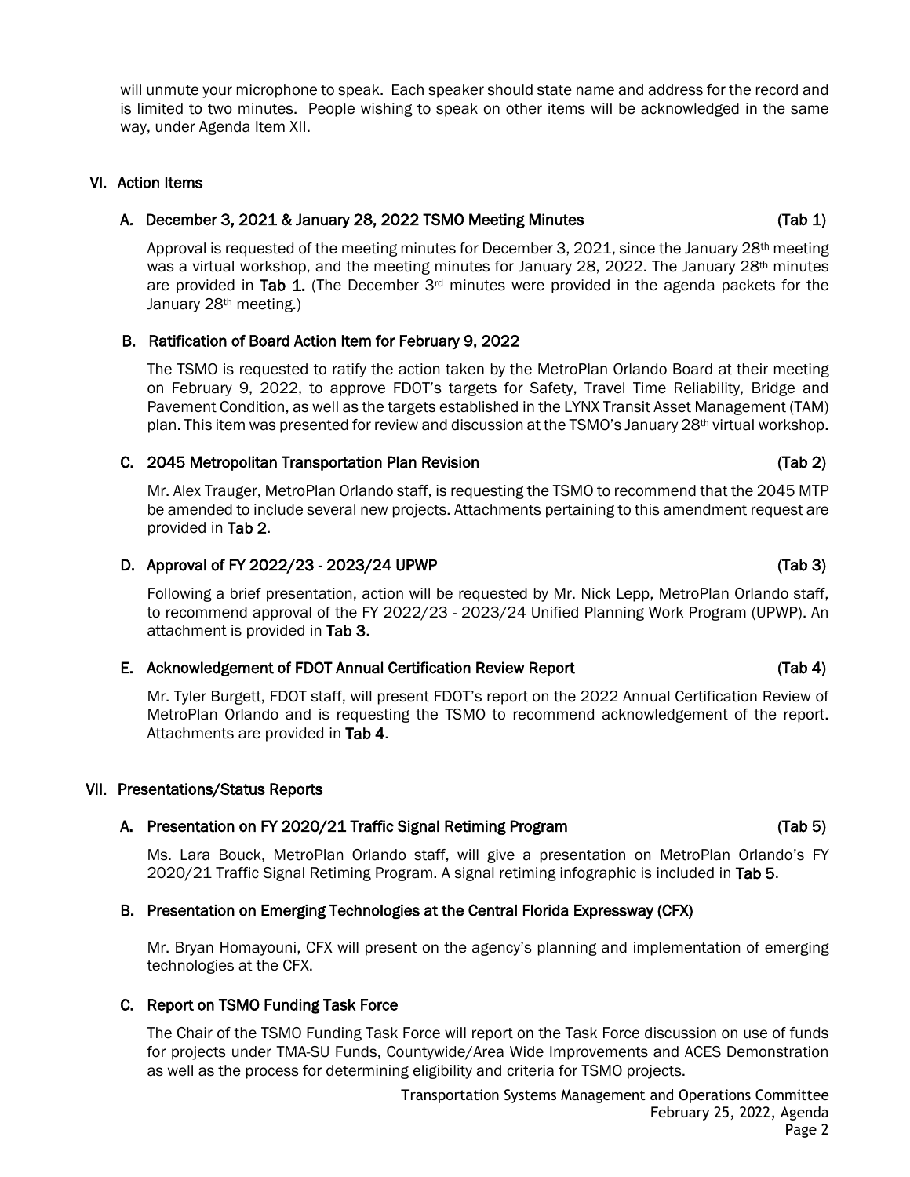will unmute your microphone to speak. Each speaker should state name and address for the record and is limited to two minutes. People wishing to speak on other items will be acknowledged in the same way, under Agenda Item XII.

## VI. Action Items

### A. December 3, 2021 & January 28, 2022 TSMO Meeting Minutes (Tab 1)

Approval is requested of the meeting minutes for December 3, 2021, since the January 28th meeting was a virtual workshop, and the meeting minutes for January 28, 2022. The January 28th minutes are provided in **Tab 1.** (The December 3rd minutes were provided in the agenda packets for the January 28th meeting.)

### B. Ratification of Board Action Item for February 9, 2022

The TSMO is requested to ratify the action taken by the MetroPlan Orlando Board at their meeting on February 9, 2022, to approve FDOT's targets for Safety, Travel Time Reliability, Bridge and Pavement Condition, as well as the targets established in the LYNX Transit Asset Management (TAM) plan. This item was presented for review and discussion at the TSMO's January 28th virtual workshop.

### C. 2045 Metropolitan Transportation Plan Revision (Tab 2)

Mr. Alex Trauger, MetroPlan Orlando staff, is requesting the TSMO to recommend that the 2045 MTP be amended to include several new projects. Attachments pertaining to this amendment request are provided in **Tab 2**.

### D. Approval of FY 2022/23 - 2023/24 UPWP (Tab 3)

Following a brief presentation, action will be requested by Mr. Nick Lepp, MetroPlan Orlando staff, to recommend approval of the FY 2022/23 - 2023/24 Unified Planning Work Program (UPWP). An attachment is provided in **Tab 3**.

### E. Acknowledgement of FDOT Annual Certification Review Report (Tab 4)

Mr. Tyler Burgett, FDOT staff, will present FDOT's report on the 2022 Annual Certification Review of MetroPlan Orlando and is requesting the TSMO to recommend acknowledgement of the report. Attachments are provided in **Tab 4**.

## VII. Presentations/Status Reports

### A. Presentation on FY 2020/21 Traffic Signal Retiming Program (Tab 5)

Ms. Lara Bouck, MetroPlan Orlando staff, will give a presentation on MetroPlan Orlando's FY 2020/21 Traffic Signal Retiming Program. A signal retiming infographic is included in **Tab 5**.

### B. Presentation on Emerging Technologies at the Central Florida Expressway (CFX)

Mr. Bryan Homayouni, CFX will present on the agency's planning and implementation of emerging technologies at the CFX.

### C. Report on TSMO Funding Task Force

The Chair of the TSMO Funding Task Force will report on the Task Force discussion on use of funds for projects under TMA-SU Funds, Countywide/Area Wide Improvements and ACES Demonstration as well as the process for determining eligibility and criteria for TSMO projects.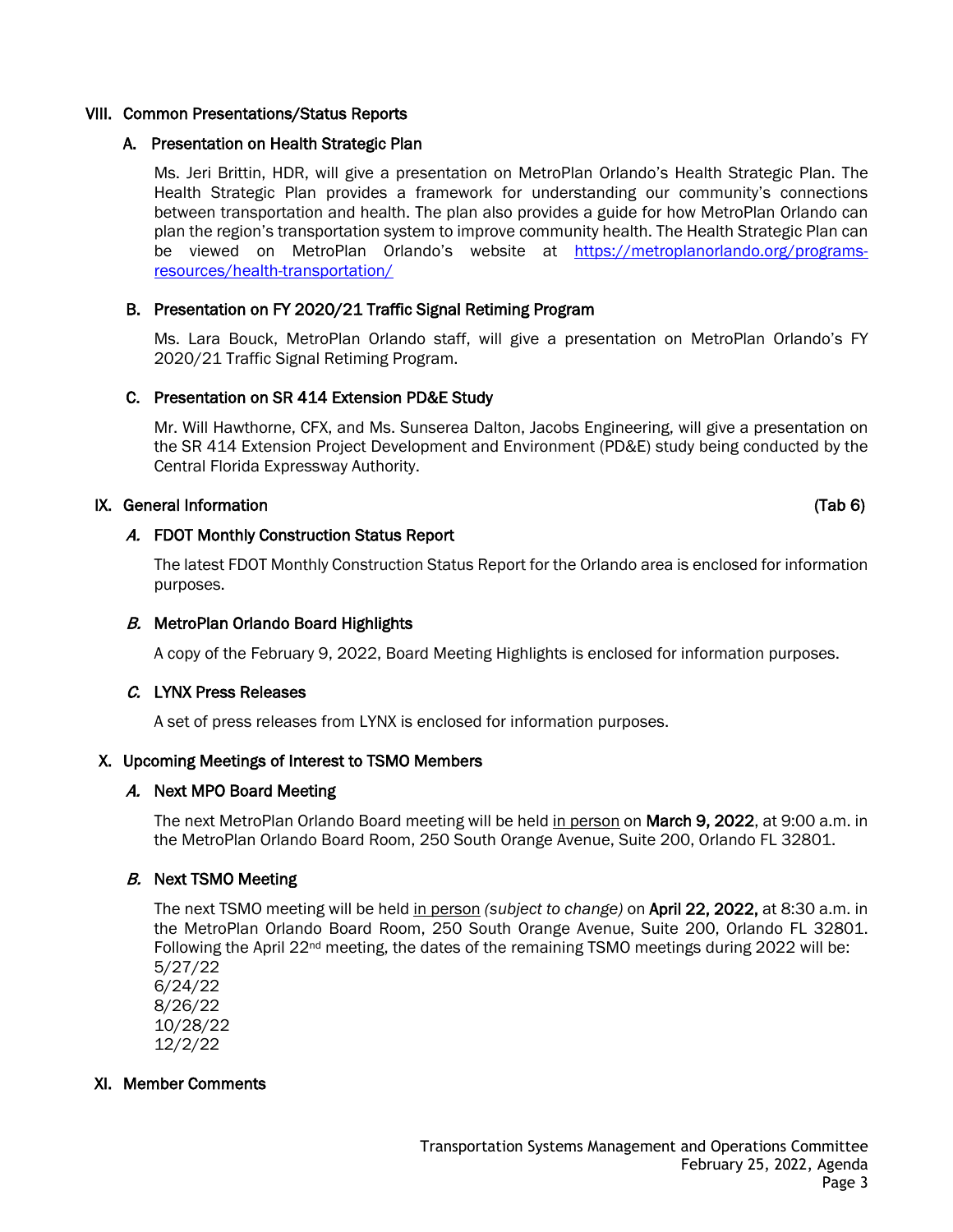## VIII. Common Presentations/Status Reports

### A. Presentation on Health Strategic Plan

Ms. Jeri Brittin, HDR, will give a presentation on MetroPlan Orlando's Health Strategic Plan. The Health Strategic Plan provides a framework for understanding our community's connections between transportation and health. The plan also provides a guide for how MetroPlan Orlando can plan the region's transportation system to improve community health. The Health Strategic Plan can be viewed on MetroPlan Orlando's website at https://metroplanorlando.org/programs-resources/health-transportation/

### B. Presentation on FY 2020/21 Traffic Signal Retiming Program

Ms. Lara Bouck, MetroPlan Orlando staff, will give a presentation on MetroPlan Orlando's FY 2020/21 Traffic Signal Retiming Program.

### C. Presentation on SR 414 Extension PD&E Study

Mr. Will Hawthorne, CFX, and Ms. Sunserea Dalton, Jacobs Engineering, will give a presentation on the SR 414 Extension Project Development and Environment (PD&E) study being conducted by the Central Florida Expressway Authority.

## IX. General Information (Tab 6)

### *A.* FDOT Monthly Construction Status Report

The latest FDOT Monthly Construction Status Report for the Orlando area is enclosed for information purposes.

### *B.* MetroPlan Orlando Board Highlights

A copy of the February 9, 2022, Board Meeting Highlights is enclosed for information purposes.

### *C.* LYNX Press Releases

A set of press releases from LYNX is enclosed for information purposes.

## X. Upcoming Meetings of Interest to TSMO Members

### *A.* Next MPO Board Meeting

The next MetroPlan Orlando Board meeting will be held in person on **March 9, 2022**, at 9:00 a.m. in the MetroPlan Orlando Board Room, 250 South Orange Avenue, Suite 200, Orlando FL 32801.

### *B.* Next TSMO Meeting

The next TSMO meeting will be held in person *(subject to change)* on **April 22, 2022,** at 8:30 a.m. in the MetroPlan Orlando Board Room, 250 South Orange Avenue, Suite 200, Orlando FL 32801. Following the April 22nd meeting, the dates of the remaining TSMO meetings during 2022 will be:

5/27/22
6/24/22
8/26/22
10/28/22
12/2/22

## XI. Member Comments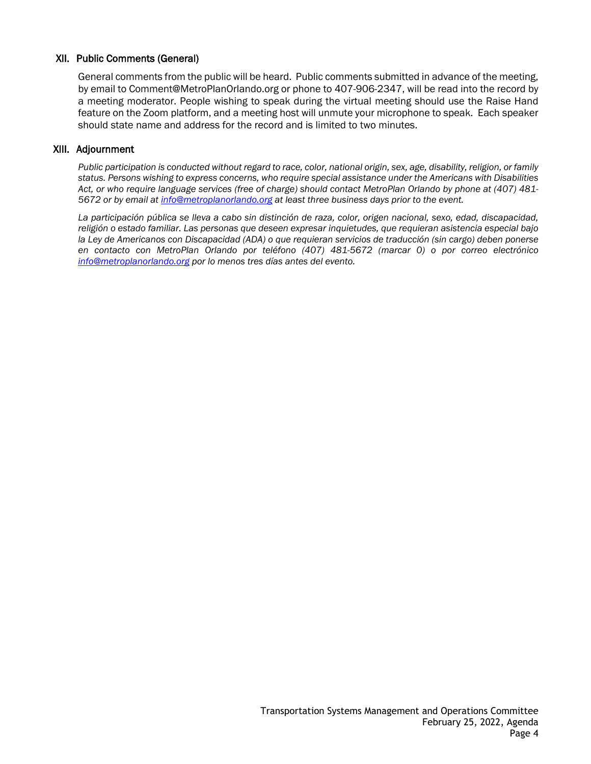## XII. Public Comments (General)

General comments from the public will be heard. Public comments submitted in advance of the meeting, by email to Comment@MetroPlanOrlando.org or phone to 407-906-2347, will be read into the record by a meeting moderator. People wishing to speak during the virtual meeting should use the Raise Hand feature on the Zoom platform, and a meeting host will unmute your microphone to speak. Each speaker should state name and address for the record and is limited to two minutes.

## XIII. Adjournment

*Public participation is conducted without regard to race, color, national origin, sex, age, disability, religion, or family status. Persons wishing to express concerns, who require special assistance under the Americans with Disabilities Act, or who require language services (free of charge) should contact MetroPlan Orlando by phone at (407) 481-5672 or by email at info@metroplanorlando.org at least three business days prior to the event.*

*La participación pública se lleva a cabo sin distinción de raza, color, origen nacional, sexo, edad, discapacidad, religión o estado familiar. Las personas que deseen expresar inquietudes, que requieran asistencia especial bajo la Ley de Americanos con Discapacidad (ADA) o que requieran servicios de traducción (sin cargo) deben ponerse en contacto con MetroPlan Orlando por teléfono (407) 481-5672 (marcar 0) o por correo electrónico info@metroplanorlando.org por lo menos tres días antes del evento.*